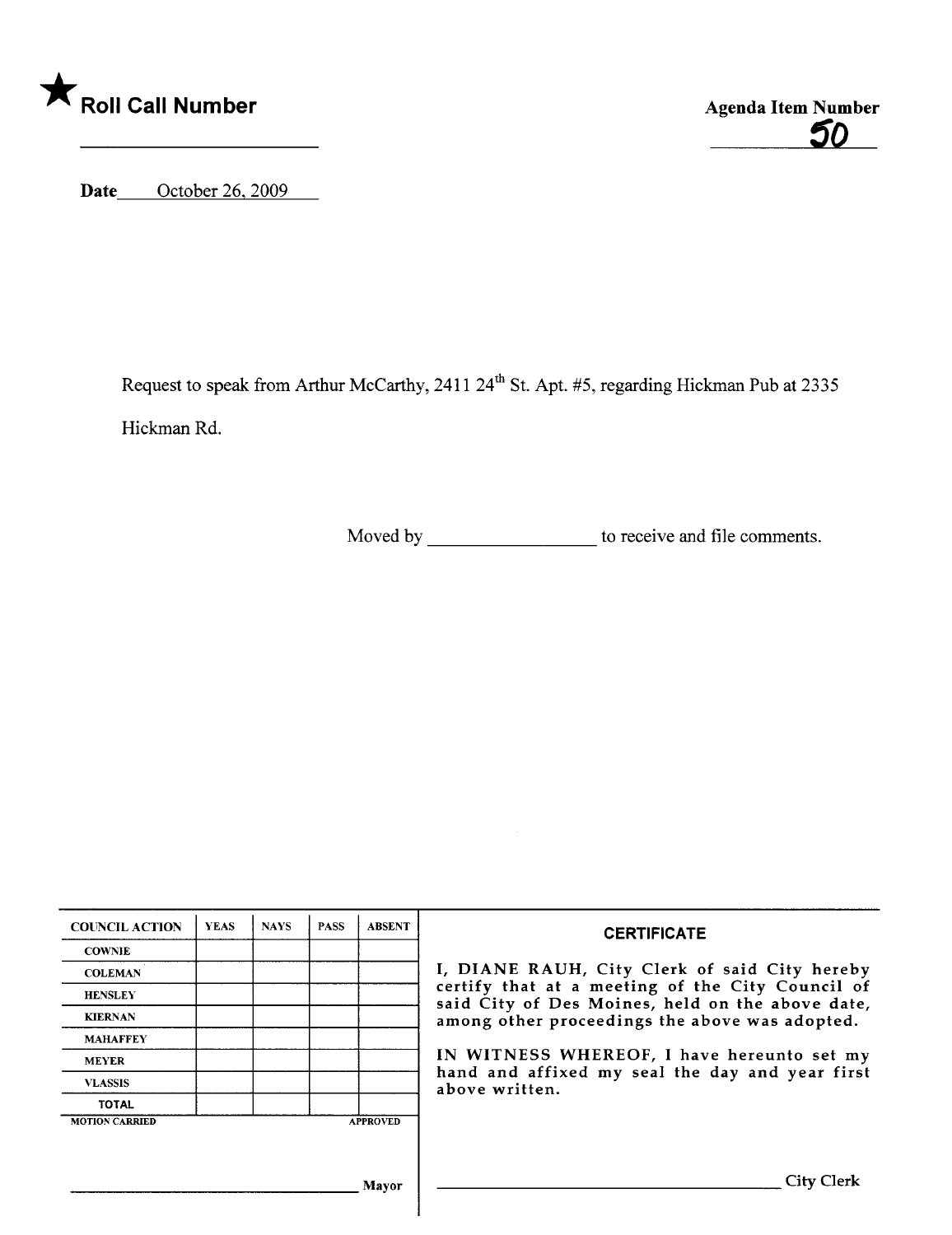★ **Roll Call Number**

______________________

**Agenda Item Number**

50

**Date** October 26, 2009

Request to speak from Arthur McCarthy, 2411 24th St. Apt. #5, regarding Hickman Pub at 2335 Hickman Rd.

Moved by ________________ to receive and file comments.

| COUNCIL ACTION | YEAS | NAYS | PASS | ABSENT |
|---|---|---|---|---|
| COWNIE | | | | |
| COLEMAN | | | | |
| HENSLEY | | | | |
| KIERNAN | | | | |
| MAHAFFEY | | | | |
| MEYER | | | | |
| VLASSIS | | | | |
| TOTAL | | | | |

MOTION CARRIED APPROVED

______________________________ Mayor

**CERTIFICATE**

I, DIANE RAUH, City Clerk of said City hereby certify that at a meeting of the City Council of said City of Des Moines, held on the above date, among other proceedings the above was adopted.

IN WITNESS WHEREOF, I have hereunto set my hand and affixed my seal the day and year first above written.

______________________________ City Clerk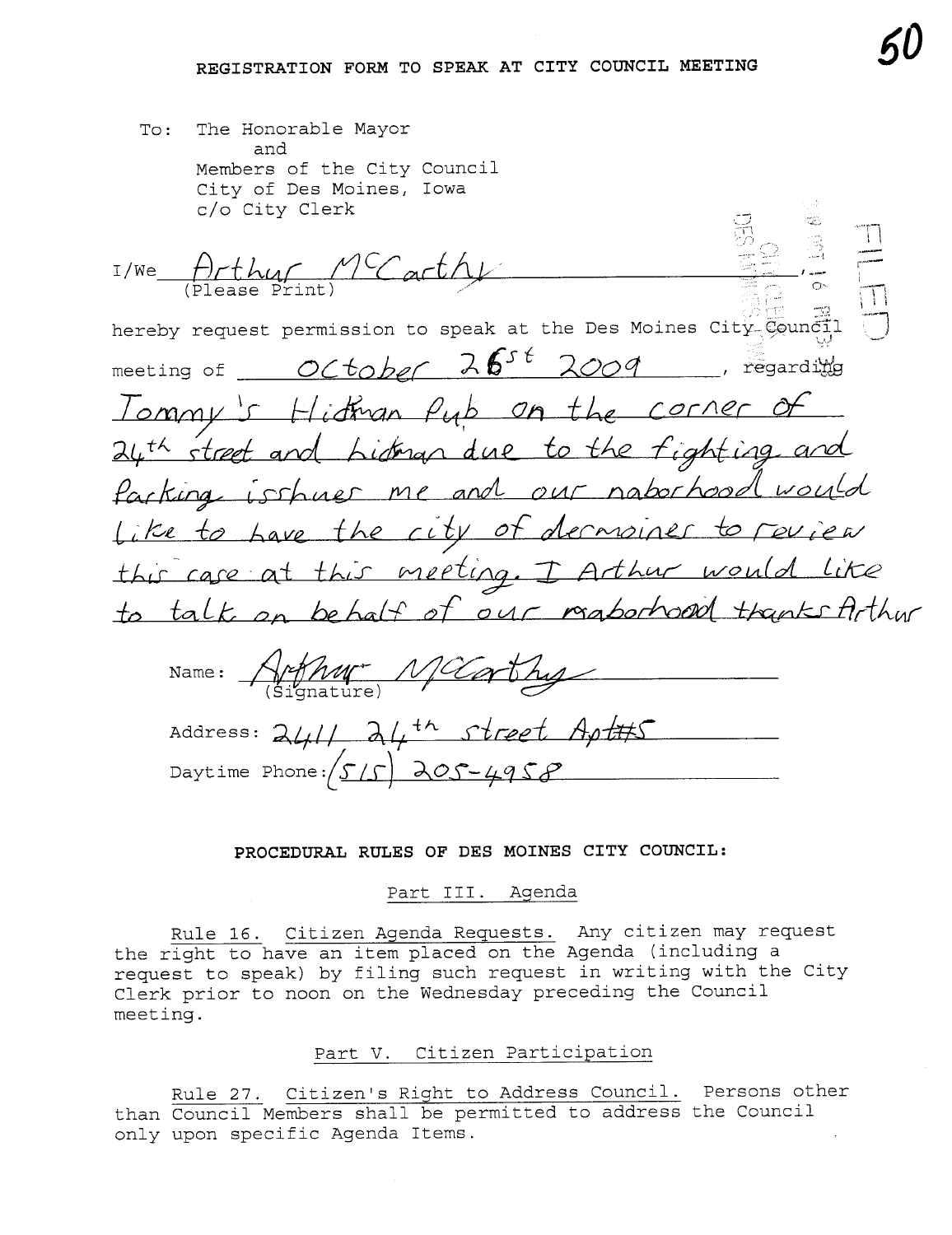## REGISTRATION FORM TO SPEAK AT CITY COUNCIL MEETING

To: The Honorable Mayor
and
Members of the City Council
City of Des Moines, Iowa
c/o City Clerk

I/We Arthur McCarthy, (Please Print)

hereby request permission to speak at the Des Moines City Council meeting of October 26st 2009, regarding Tommy's Hidman Pub on the corner of 24th street and hidman due to the fighting and Parking isshues me and our naborhood would Like to have the city of desmoines to review this case at this meeting. I Arthur would Like to talk on behalf of our naborhood thanks Arthur

Name: Arthur McCarthy (Signature)

Address: 2411 24th street Apt#5

Daytime Phone: (515) 205-4958

FILED

### PROCEDURAL RULES OF DES MOINES CITY COUNCIL:

Part III. Agenda

Rule 16. Citizen Agenda Requests. Any citizen may request the right to have an item placed on the Agenda (including a request to speak) by filing such request in writing with the City Clerk prior to noon on the Wednesday preceding the Council meeting.

Part V. Citizen Participation

Rule 27. Citizen's Right to Address Council. Persons other than Council Members shall be permitted to address the Council only upon specific Agenda Items.